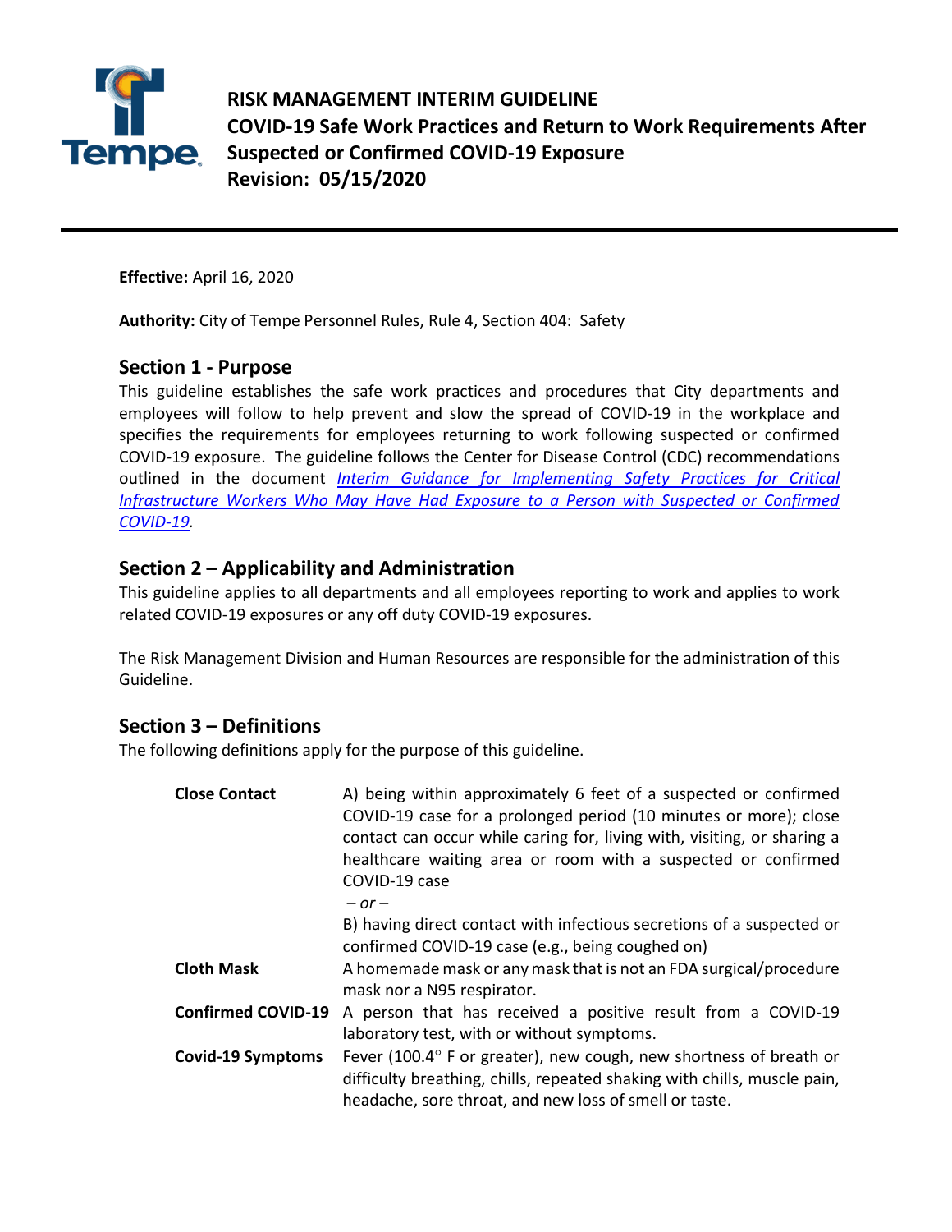# RISK MANAGEMENT INTERIM GUIDELINE
# COVID-19 Safe Work Practices and Return to Work Requirements After Suspected or Confirmed COVID-19 Exposure
# Revision: 05/15/2020

**Effective:** April 16, 2020

**Authority:** City of Tempe Personnel Rules, Rule 4, Section 404: Safety

## Section 1 - Purpose

This guideline establishes the safe work practices and procedures that City departments and employees will follow to help prevent and slow the spread of COVID-19 in the workplace and specifies the requirements for employees returning to work following suspected or confirmed COVID-19 exposure. The guideline follows the Center for Disease Control (CDC) recommendations outlined in the document *Interim Guidance for Implementing Safety Practices for Critical Infrastructure Workers Who May Have Had Exposure to a Person with Suspected or Confirmed COVID-19*.

## Section 2 – Applicability and Administration

This guideline applies to all departments and all employees reporting to work and applies to work related COVID-19 exposures or any off duty COVID-19 exposures.

The Risk Management Division and Human Resources are responsible for the administration of this Guideline.

## Section 3 – Definitions

The following definitions apply for the purpose of this guideline.

| Term | Definition |
| --- | --- |
| **Close Contact** | A) being within approximately 6 feet of a suspected or confirmed COVID-19 case for a prolonged period (10 minutes or more); close contact can occur while caring for, living with, visiting, or sharing a healthcare waiting area or room with a suspected or confirmed COVID-19 case<br>*– or –*<br>B) having direct contact with infectious secretions of a suspected or confirmed COVID-19 case (e.g., being coughed on) |
| **Cloth Mask** | A homemade mask or any mask that is not an FDA surgical/procedure mask nor a N95 respirator. |
| **Confirmed COVID-19** | A person that has received a positive result from a COVID-19 laboratory test, with or without symptoms. |
| **Covid-19 Symptoms** | Fever (100.4° F or greater), new cough, new shortness of breath or difficulty breathing, chills, repeated shaking with chills, muscle pain, headache, sore throat, and new loss of smell or taste. |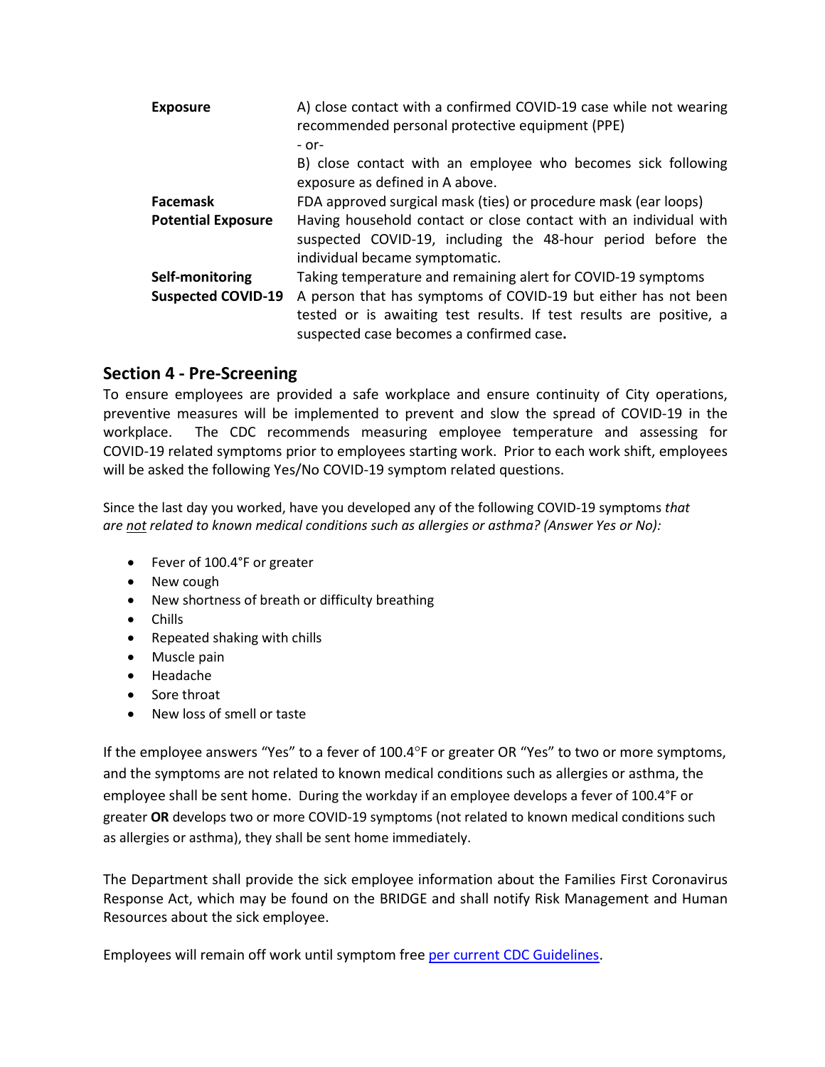| | |
|---|---|
| **Exposure** | A) close contact with a confirmed COVID-19 case while not wearing recommended personal protective equipment (PPE)<br>- or-<br>B) close contact with an employee who becomes sick following exposure as defined in A above. |
| **Facemask** | FDA approved surgical mask (ties) or procedure mask (ear loops) |
| **Potential Exposure** | Having household contact or close contact with an individual with suspected COVID-19, including the 48-hour period before the individual became symptomatic. |
| **Self-monitoring** | Taking temperature and remaining alert for COVID-19 symptoms |
| **Suspected COVID-19** | A person that has symptoms of COVID-19 but either has not been tested or is awaiting test results. If test results are positive, a suspected case becomes a confirmed case**.** |

## Section 4 - Pre-Screening

To ensure employees are provided a safe workplace and ensure continuity of City operations, preventive measures will be implemented to prevent and slow the spread of COVID-19 in the workplace. The CDC recommends measuring employee temperature and assessing for COVID-19 related symptoms prior to employees starting work. Prior to each work shift, employees will be asked the following Yes/No COVID-19 symptom related questions.

Since the last day you worked, have you developed any of the following COVID-19 symptoms *that are not related to known medical conditions such as allergies or asthma? (Answer Yes or No):*

- Fever of 100.4°F or greater
- New cough
- New shortness of breath or difficulty breathing
- Chills
- Repeated shaking with chills
- Muscle pain
- Headache
- Sore throat
- New loss of smell or taste

If the employee answers "Yes" to a fever of 100.4°F or greater OR "Yes" to two or more symptoms, and the symptoms are not related to known medical conditions such as allergies or asthma, the employee shall be sent home. During the workday if an employee develops a fever of 100.4°F or greater **OR** develops two or more COVID-19 symptoms (not related to known medical conditions such as allergies or asthma), they shall be sent home immediately.

The Department shall provide the sick employee information about the Families First Coronavirus Response Act, which may be found on the BRIDGE and shall notify Risk Management and Human Resources about the sick employee.

Employees will remain off work until symptom free per current CDC Guidelines.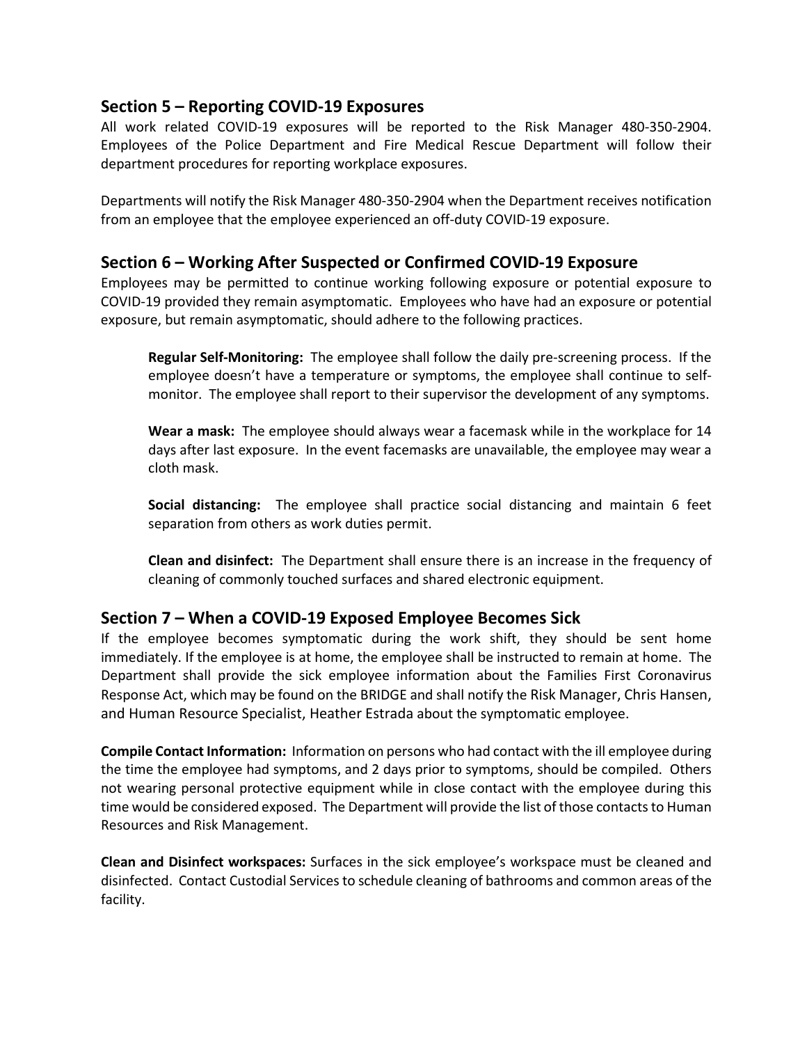## Section 5 – Reporting COVID-19 Exposures

All work related COVID-19 exposures will be reported to the Risk Manager 480-350-2904. Employees of the Police Department and Fire Medical Rescue Department will follow their department procedures for reporting workplace exposures.

Departments will notify the Risk Manager 480-350-2904 when the Department receives notification from an employee that the employee experienced an off-duty COVID-19 exposure.

## Section 6 – Working After Suspected or Confirmed COVID-19 Exposure

Employees may be permitted to continue working following exposure or potential exposure to COVID-19 provided they remain asymptomatic. Employees who have had an exposure or potential exposure, but remain asymptomatic, should adhere to the following practices.

**Regular Self-Monitoring:** The employee shall follow the daily pre-screening process. If the employee doesn't have a temperature or symptoms, the employee shall continue to self-monitor. The employee shall report to their supervisor the development of any symptoms.

**Wear a mask:** The employee should always wear a facemask while in the workplace for 14 days after last exposure. In the event facemasks are unavailable, the employee may wear a cloth mask.

**Social distancing:** The employee shall practice social distancing and maintain 6 feet separation from others as work duties permit.

**Clean and disinfect:** The Department shall ensure there is an increase in the frequency of cleaning of commonly touched surfaces and shared electronic equipment.

## Section 7 – When a COVID-19 Exposed Employee Becomes Sick

If the employee becomes symptomatic during the work shift, they should be sent home immediately. If the employee is at home, the employee shall be instructed to remain at home. The Department shall provide the sick employee information about the Families First Coronavirus Response Act, which may be found on the BRIDGE and shall notify the Risk Manager, Chris Hansen, and Human Resource Specialist, Heather Estrada about the symptomatic employee.

**Compile Contact Information:** Information on persons who had contact with the ill employee during the time the employee had symptoms, and 2 days prior to symptoms, should be compiled. Others not wearing personal protective equipment while in close contact with the employee during this time would be considered exposed. The Department will provide the list of those contacts to Human Resources and Risk Management.

**Clean and Disinfect workspaces:** Surfaces in the sick employee's workspace must be cleaned and disinfected. Contact Custodial Services to schedule cleaning of bathrooms and common areas of the facility.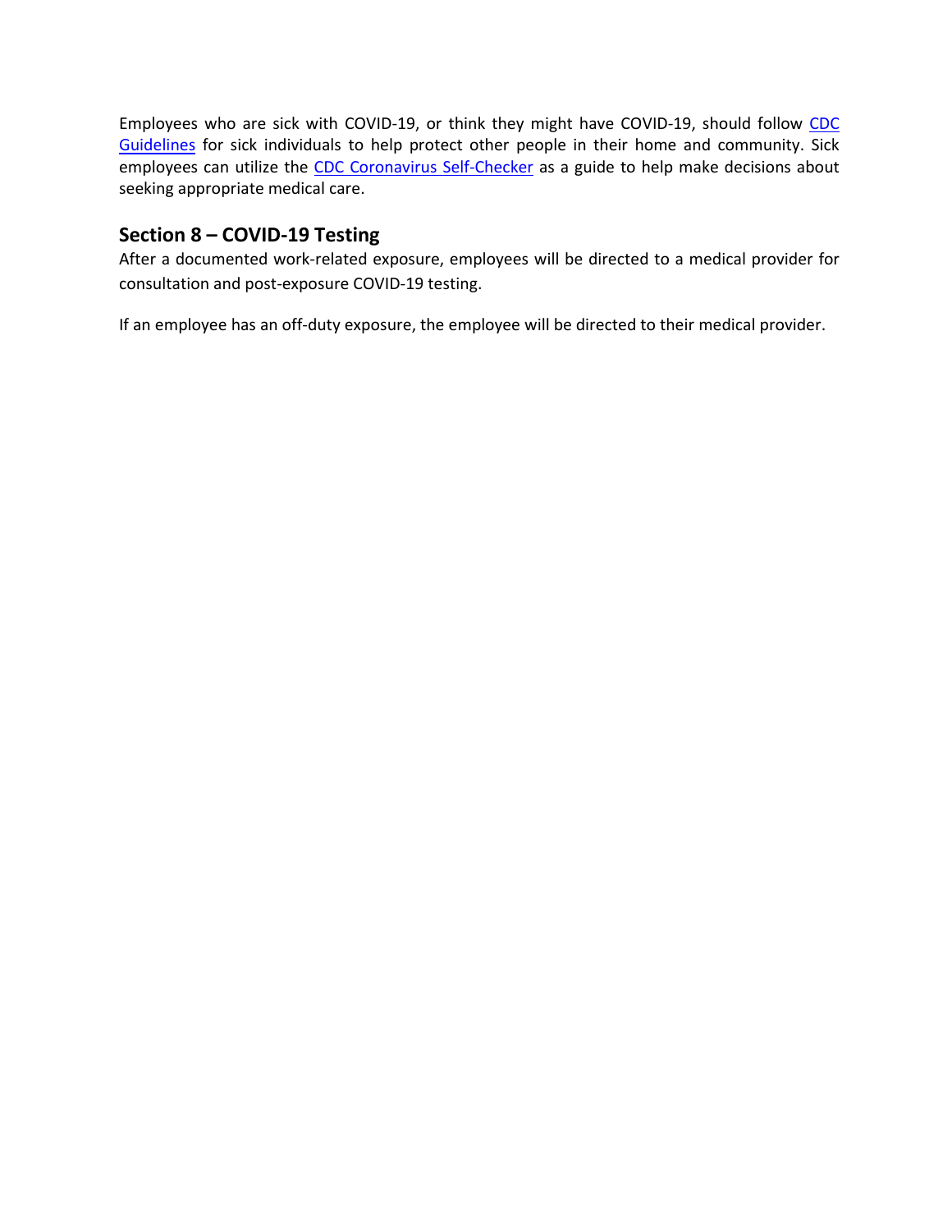Employees who are sick with COVID-19, or think they might have COVID-19, should follow CDC Guidelines for sick individuals to help protect other people in their home and community. Sick employees can utilize the CDC Coronavirus Self-Checker as a guide to help make decisions about seeking appropriate medical care.

## Section 8 – COVID-19 Testing

After a documented work-related exposure, employees will be directed to a medical provider for consultation and post-exposure COVID-19 testing.

If an employee has an off-duty exposure, the employee will be directed to their medical provider.